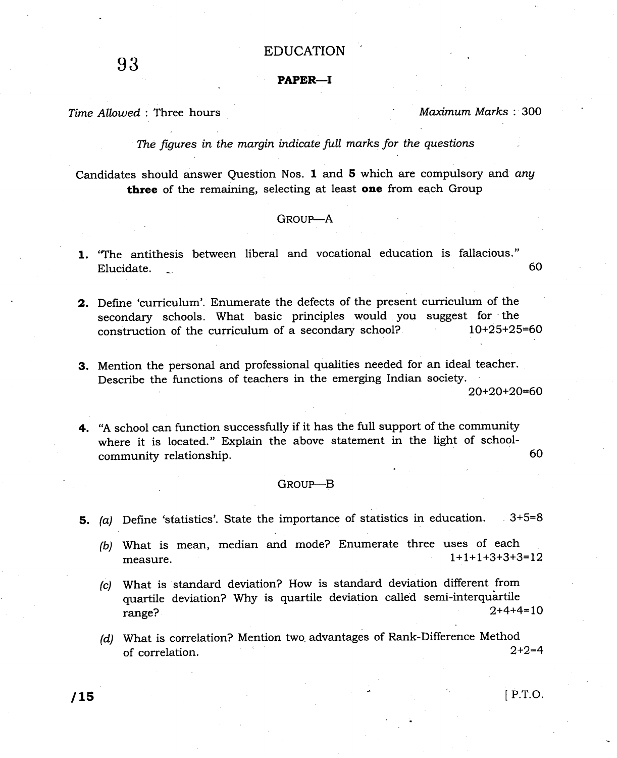93

# EDUCATION

## PAPER—I

*Time Allowed* : Three hours *Maximum Marks* : 300

*The figures in the margin indicate full marks for the questions*

Candidates should answer Question Nos. **1** and **5** which are compulsory and *any* **three** of the remaining, selecting at least **one** from each Group

### GROUP—A

**1.** "The antithesis between liberal and vocational education is fallacious." Elucidate. 60

**2.** Define 'curriculum'. Enumerate the defects of the present curriculum of the secondary schools. What basic principles would you suggest for the construction of the curriculum of a secondary school? 10+25+25=60

**3.** Mention the personal and professional qualities needed for an ideal teacher. Describe the functions of teachers in the emerging Indian society. 20+20+20=60

**4.** "A school can function successfully if it has the full support of the community where it is located." Explain the above statement in the light of school-community relationship. 60

### GROUP—B

**5.** *(a)* Define 'statistics'. State the importance of statistics in education. 3+5=8

*(b)* What is mean, median and mode? Enumerate three uses of each measure. 1+1+1+3+3+3=12

*(c)* What is standard deviation? How is standard deviation different from quartile deviation? Why is quartile deviation called semi-interquartile range? 2+4+4=10

*(d)* What is correlation? Mention two advantages of Rank-Difference Method of correlation. 2+2=4

/15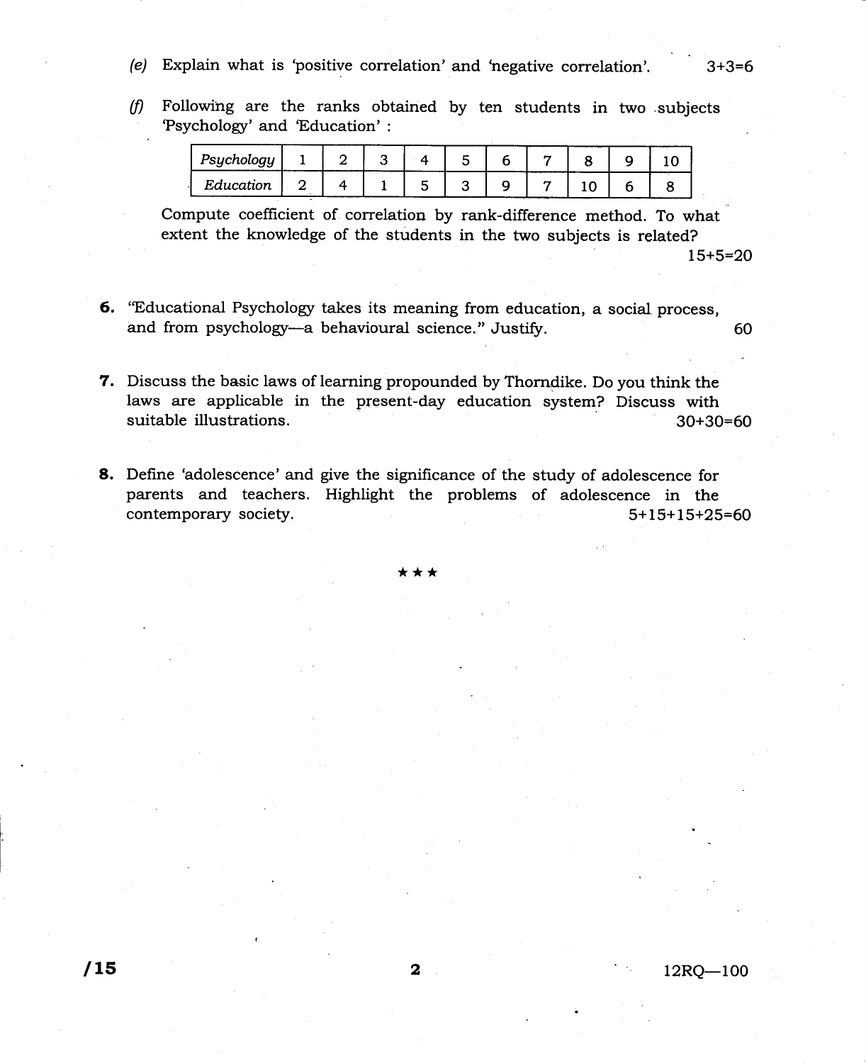(e) Explain what is 'positive correlation' and 'negative correlation'. 3+3=6

(f) Following are the ranks obtained by ten students in two subjects 'Psychology' and 'Education' :

| | | | | | | | | | | |
|---|---|---|---|---|---|---|---|---|---|---|
| *Psychology* | 1 | 2 | 3 | 4 | 5 | 6 | 7 | 8 | 9 | 10 |
| *Education* | 2 | 4 | 1 | 5 | 3 | 9 | 7 | 10 | 6 | 8 |

Compute coefficient of correlation by rank-difference method. To what extent the knowledge of the students in the two subjects is related? 15+5=20

**6.** "Educational Psychology takes its meaning from education, a social process, and from psychology—a behavioural science." Justify. 60

**7.** Discuss the basic laws of learning propounded by Thorndike. Do you think the laws are applicable in the present-day education system? Discuss with suitable illustrations. 30+30=60

**8.** Define 'adolescence' and give the significance of the study of adolescence for parents and teachers. Highlight the problems of adolescence in the contemporary society. 5+15+15+25=60

★★★

/15

12RQ—100